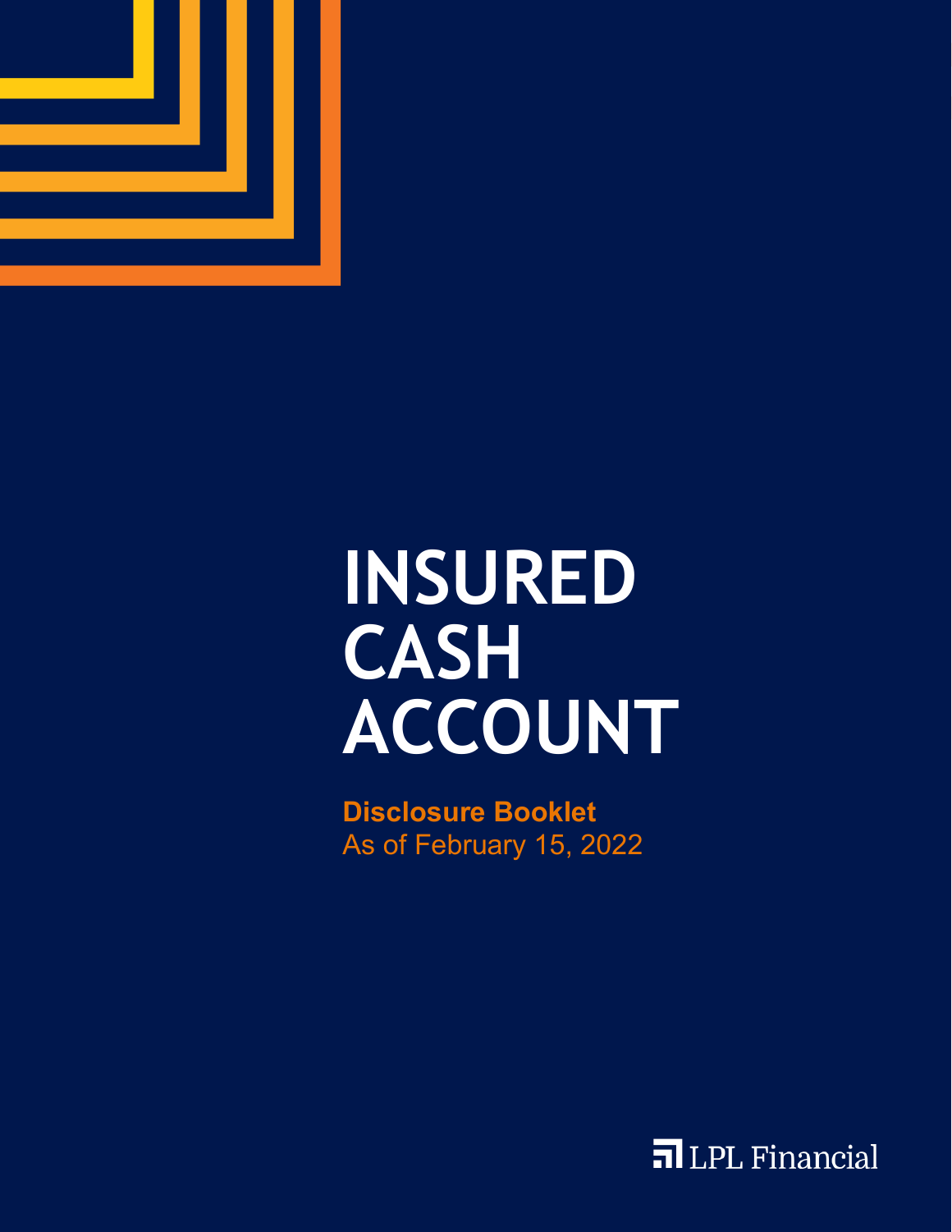# INSURED CASH ACCOUNT

**Disclosure Booklet**
As of February 15, 2022

LPL Financial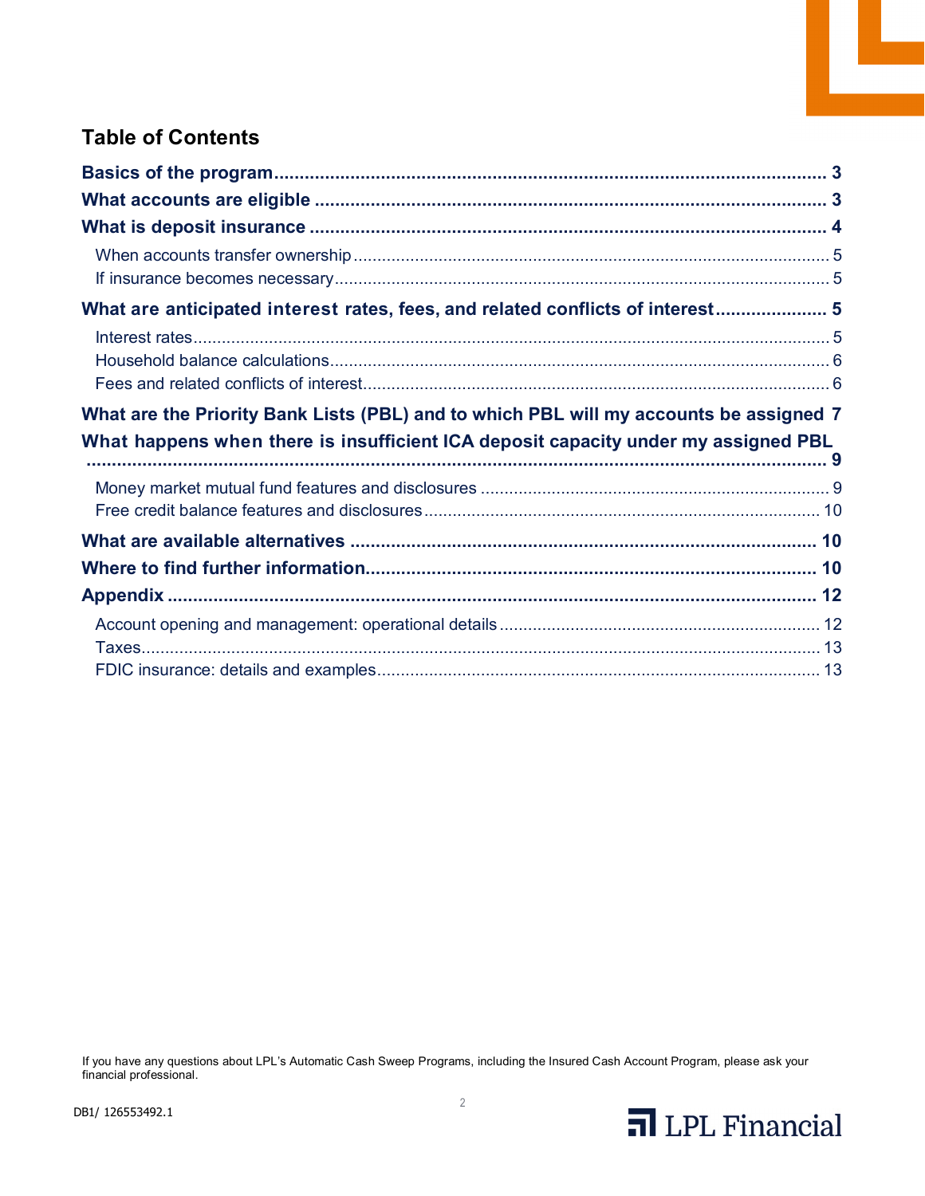## Table of Contents

**Basics of the program** ..... 3
**What accounts are eligible** ..... 3
**What is deposit insurance** ..... 4

- When accounts transfer ownership ..... 5
- If insurance becomes necessary ..... 5

**What are anticipated interest rates, fees, and related conflicts of interest** ..... 5

- Interest rates ..... 5
- Household balance calculations ..... 6
- Fees and related conflicts of interest ..... 6

**What are the Priority Bank Lists (PBL) and to which PBL will my accounts be assigned** 7
**What happens when there is insufficient ICA deposit capacity under my assigned PBL** ..... 9

- Money market mutual fund features and disclosures ..... 9
- Free credit balance features and disclosures ..... 10

**What are available alternatives** ..... 10
**Where to find further information** ..... 10
**Appendix** ..... 12

- Account opening and management: operational details ..... 12
- Taxes ..... 13
- FDIC insurance: details and examples ..... 13

If you have any questions about LPL's Automatic Cash Sweep Programs, including the Insured Cash Account Program, please ask your financial professional.

DB1/ 126553492.1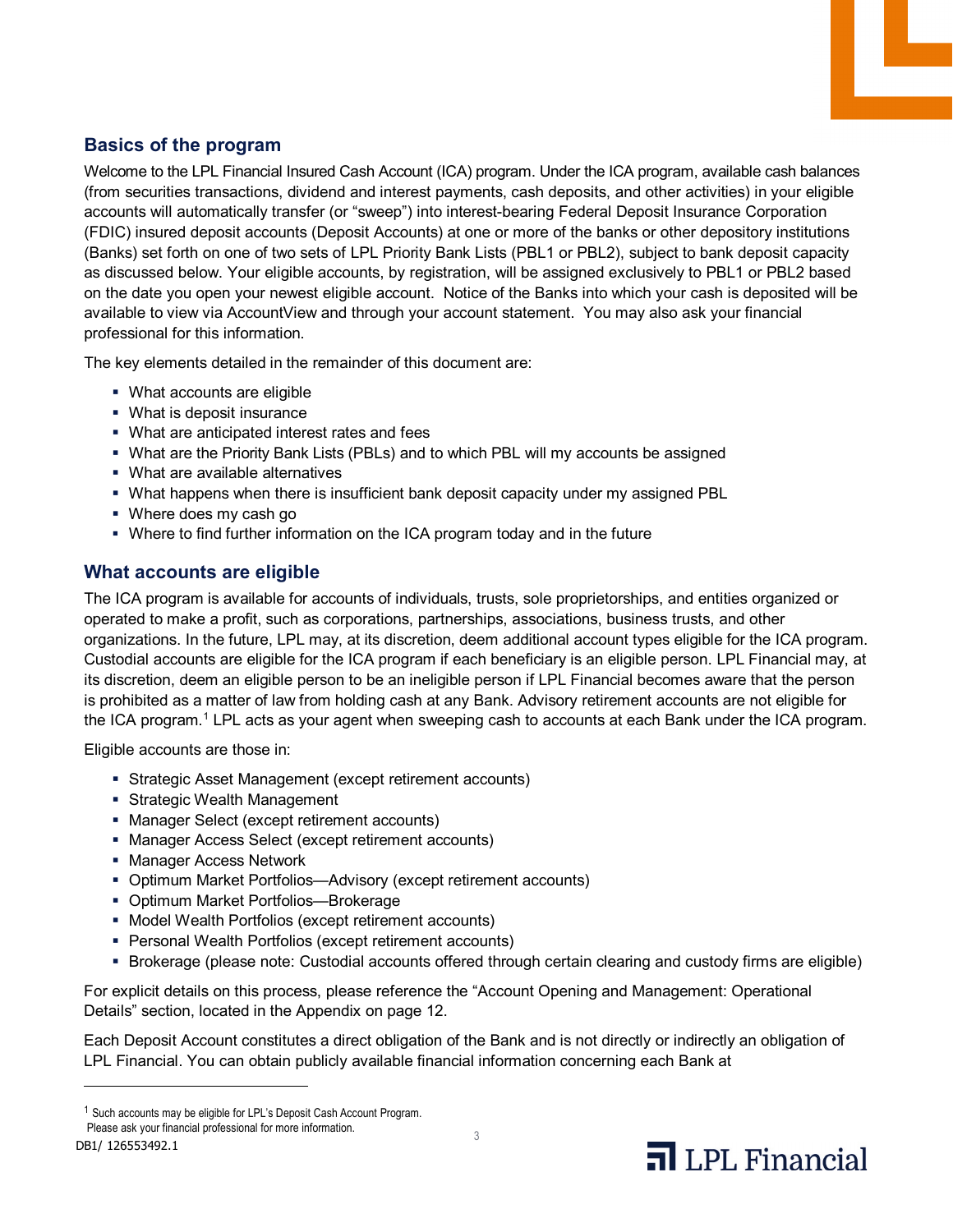## Basics of the program

Welcome to the LPL Financial Insured Cash Account (ICA) program. Under the ICA program, available cash balances (from securities transactions, dividend and interest payments, cash deposits, and other activities) in your eligible accounts will automatically transfer (or "sweep") into interest-bearing Federal Deposit Insurance Corporation (FDIC) insured deposit accounts (Deposit Accounts) at one or more of the banks or other depository institutions (Banks) set forth on one of two sets of LPL Priority Bank Lists (PBL1 or PBL2), subject to bank deposit capacity as discussed below. Your eligible accounts, by registration, will be assigned exclusively to PBL1 or PBL2 based on the date you open your newest eligible account. Notice of the Banks into which your cash is deposited will be available to view via AccountView and through your account statement. You may also ask your financial professional for this information.

The key elements detailed in the remainder of this document are:

- What accounts are eligible
- What is deposit insurance
- What are anticipated interest rates and fees
- What are the Priority Bank Lists (PBLs) and to which PBL will my accounts be assigned
- What are available alternatives
- What happens when there is insufficient bank deposit capacity under my assigned PBL
- Where does my cash go
- Where to find further information on the ICA program today and in the future

## What accounts are eligible

The ICA program is available for accounts of individuals, trusts, sole proprietorships, and entities organized or operated to make a profit, such as corporations, partnerships, associations, business trusts, and other organizations. In the future, LPL may, at its discretion, deem additional account types eligible for the ICA program. Custodial accounts are eligible for the ICA program if each beneficiary is an eligible person. LPL Financial may, at its discretion, deem an eligible person to be an ineligible person if LPL Financial becomes aware that the person is prohibited as a matter of law from holding cash at any Bank. Advisory retirement accounts are not eligible for the ICA program.[1] LPL acts as your agent when sweeping cash to accounts at each Bank under the ICA program.

Eligible accounts are those in:

- Strategic Asset Management (except retirement accounts)
- Strategic Wealth Management
- Manager Select (except retirement accounts)
- Manager Access Select (except retirement accounts)
- Manager Access Network
- Optimum Market Portfolios—Advisory (except retirement accounts)
- Optimum Market Portfolios—Brokerage
- Model Wealth Portfolios (except retirement accounts)
- Personal Wealth Portfolios (except retirement accounts)
- Brokerage (please note: Custodial accounts offered through certain clearing and custody firms are eligible)

For explicit details on this process, please reference the "Account Opening and Management: Operational Details" section, located in the Appendix on page 12.

Each Deposit Account constitutes a direct obligation of the Bank and is not directly or indirectly an obligation of LPL Financial. You can obtain publicly available financial information concerning each Bank at

---

[1] Such accounts may be eligible for LPL's Deposit Cash Account Program. Please ask your financial professional for more information.

DB1/ 126553492.1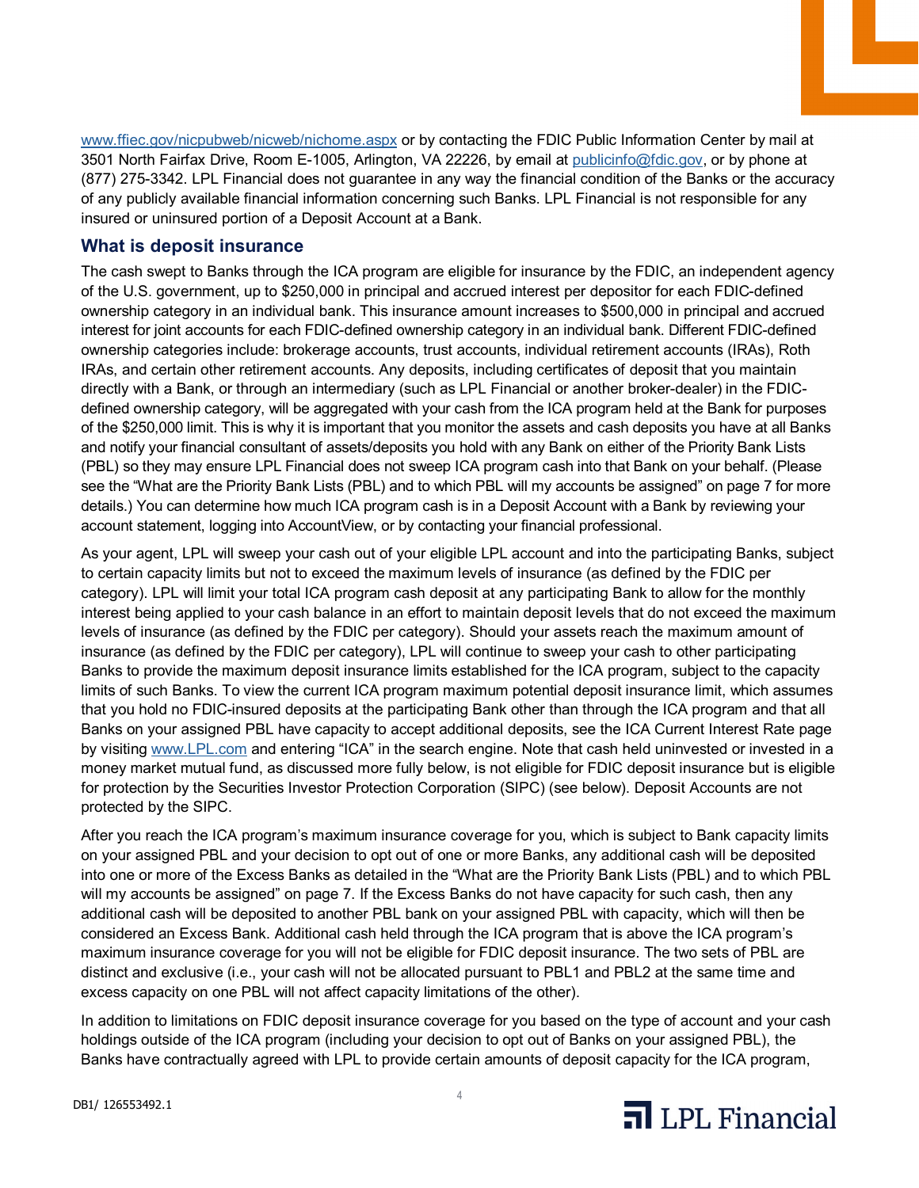www.ffiec.gov/nicpubweb/nicweb/nichome.aspx or by contacting the FDIC Public Information Center by mail at 3501 North Fairfax Drive, Room E-1005, Arlington, VA 22226, by email at publicinfo@fdic.gov, or by phone at (877) 275-3342. LPL Financial does not guarantee in any way the financial condition of the Banks or the accuracy of any publicly available financial information concerning such Banks. LPL Financial is not responsible for any insured or uninsured portion of a Deposit Account at a Bank.

## What is deposit insurance

The cash swept to Banks through the ICA program are eligible for insurance by the FDIC, an independent agency of the U.S. government, up to $250,000 in principal and accrued interest per depositor for each FDIC-defined ownership category in an individual bank. This insurance amount increases to $500,000 in principal and accrued interest for joint accounts for each FDIC-defined ownership category in an individual bank. Different FDIC-defined ownership categories include: brokerage accounts, trust accounts, individual retirement accounts (IRAs), Roth IRAs, and certain other retirement accounts. Any deposits, including certificates of deposit that you maintain directly with a Bank, or through an intermediary (such as LPL Financial or another broker-dealer) in the FDIC-defined ownership category, will be aggregated with your cash from the ICA program held at the Bank for purposes of the $250,000 limit. This is why it is important that you monitor the assets and cash deposits you have at all Banks and notify your financial consultant of assets/deposits you hold with any Bank on either of the Priority Bank Lists (PBL) so they may ensure LPL Financial does not sweep ICA program cash into that Bank on your behalf. (Please see the "What are the Priority Bank Lists (PBL) and to which PBL will my accounts be assigned" on page 7 for more details.) You can determine how much ICA program cash is in a Deposit Account with a Bank by reviewing your account statement, logging into AccountView, or by contacting your financial professional.

As your agent, LPL will sweep your cash out of your eligible LPL account and into the participating Banks, subject to certain capacity limits but not to exceed the maximum levels of insurance (as defined by the FDIC per category). LPL will limit your total ICA program cash deposit at any participating Bank to allow for the monthly interest being applied to your cash balance in an effort to maintain deposit levels that do not exceed the maximum levels of insurance (as defined by the FDIC per category). Should your assets reach the maximum amount of insurance (as defined by the FDIC per category), LPL will continue to sweep your cash to other participating Banks to provide the maximum deposit insurance limits established for the ICA program, subject to the capacity limits of such Banks. To view the current ICA program maximum potential deposit insurance limit, which assumes that you hold no FDIC-insured deposits at the participating Bank other than through the ICA program and that all Banks on your assigned PBL have capacity to accept additional deposits, see the ICA Current Interest Rate page by visiting www.LPL.com and entering "ICA" in the search engine. Note that cash held uninvested or invested in a money market mutual fund, as discussed more fully below, is not eligible for FDIC deposit insurance but is eligible for protection by the Securities Investor Protection Corporation (SIPC) (see below). Deposit Accounts are not protected by the SIPC.

After you reach the ICA program's maximum insurance coverage for you, which is subject to Bank capacity limits on your assigned PBL and your decision to opt out of one or more Banks, any additional cash will be deposited into one or more of the Excess Banks as detailed in the "What are the Priority Bank Lists (PBL) and to which PBL will my accounts be assigned" on page 7. If the Excess Banks do not have capacity for such cash, then any additional cash will be deposited to another PBL bank on your assigned PBL with capacity, which will then be considered an Excess Bank. Additional cash held through the ICA program that is above the ICA program's maximum insurance coverage for you will not be eligible for FDIC deposit insurance. The two sets of PBL are distinct and exclusive (i.e., your cash will not be allocated pursuant to PBL1 and PBL2 at the same time and excess capacity on one PBL will not affect capacity limitations of the other).

In addition to limitations on FDIC deposit insurance coverage for you based on the type of account and your cash holdings outside of the ICA program (including your decision to opt out of Banks on your assigned PBL), the Banks have contractually agreed with LPL to provide certain amounts of deposit capacity for the ICA program,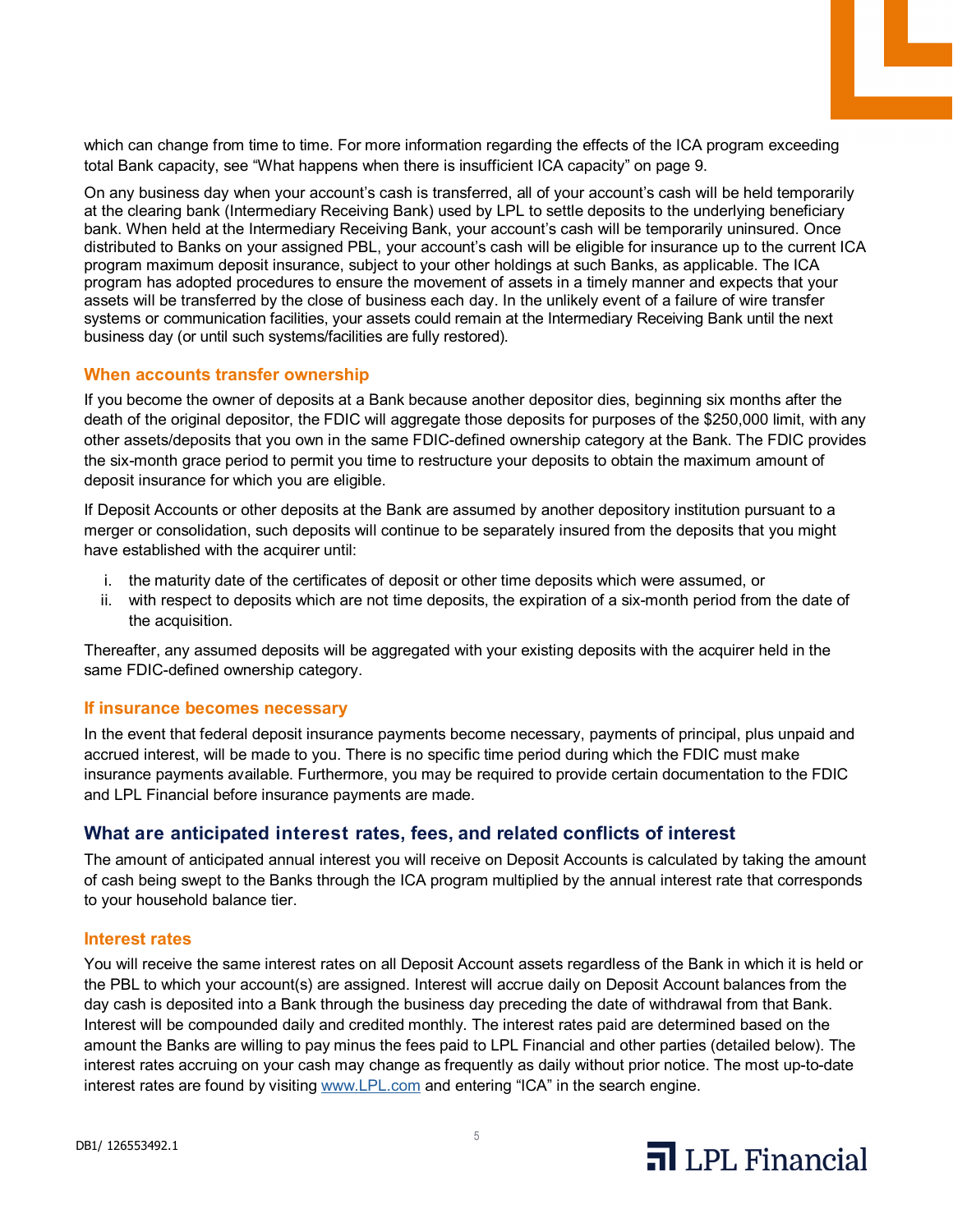which can change from time to time. For more information regarding the effects of the ICA program exceeding total Bank capacity, see "What happens when there is insufficient ICA capacity" on page 9.

On any business day when your account's cash is transferred, all of your account's cash will be held temporarily at the clearing bank (Intermediary Receiving Bank) used by LPL to settle deposits to the underlying beneficiary bank. When held at the Intermediary Receiving Bank, your account's cash will be temporarily uninsured. Once distributed to Banks on your assigned PBL, your account's cash will be eligible for insurance up to the current ICA program maximum deposit insurance, subject to your other holdings at such Banks, as applicable. The ICA program has adopted procedures to ensure the movement of assets in a timely manner and expects that your assets will be transferred by the close of business each day. In the unlikely event of a failure of wire transfer systems or communication facilities, your assets could remain at the Intermediary Receiving Bank until the next business day (or until such systems/facilities are fully restored).

### When accounts transfer ownership

If you become the owner of deposits at a Bank because another depositor dies, beginning six months after the death of the original depositor, the FDIC will aggregate those deposits for purposes of the $250,000 limit, with any other assets/deposits that you own in the same FDIC-defined ownership category at the Bank. The FDIC provides the six-month grace period to permit you time to restructure your deposits to obtain the maximum amount of deposit insurance for which you are eligible.

If Deposit Accounts or other deposits at the Bank are assumed by another depository institution pursuant to a merger or consolidation, such deposits will continue to be separately insured from the deposits that you might have established with the acquirer until:

i. the maturity date of the certificates of deposit or other time deposits which were assumed, or
ii. with respect to deposits which are not time deposits, the expiration of a six-month period from the date of the acquisition.

Thereafter, any assumed deposits will be aggregated with your existing deposits with the acquirer held in the same FDIC-defined ownership category.

### If insurance becomes necessary

In the event that federal deposit insurance payments become necessary, payments of principal, plus unpaid and accrued interest, will be made to you. There is no specific time period during which the FDIC must make insurance payments available. Furthermore, you may be required to provide certain documentation to the FDIC and LPL Financial before insurance payments are made.

## What are anticipated interest rates, fees, and related conflicts of interest

The amount of anticipated annual interest you will receive on Deposit Accounts is calculated by taking the amount of cash being swept to the Banks through the ICA program multiplied by the annual interest rate that corresponds to your household balance tier.

### Interest rates

You will receive the same interest rates on all Deposit Account assets regardless of the Bank in which it is held or the PBL to which your account(s) are assigned. Interest will accrue daily on Deposit Account balances from the day cash is deposited into a Bank through the business day preceding the date of withdrawal from that Bank. Interest will be compounded daily and credited monthly. The interest rates paid are determined based on the amount the Banks are willing to pay minus the fees paid to LPL Financial and other parties (detailed below). The interest rates accruing on your cash may change as frequently as daily without prior notice. The most up-to-date interest rates are found by visiting [www.LPL.com](www.LPL.com) and entering "ICA" in the search engine.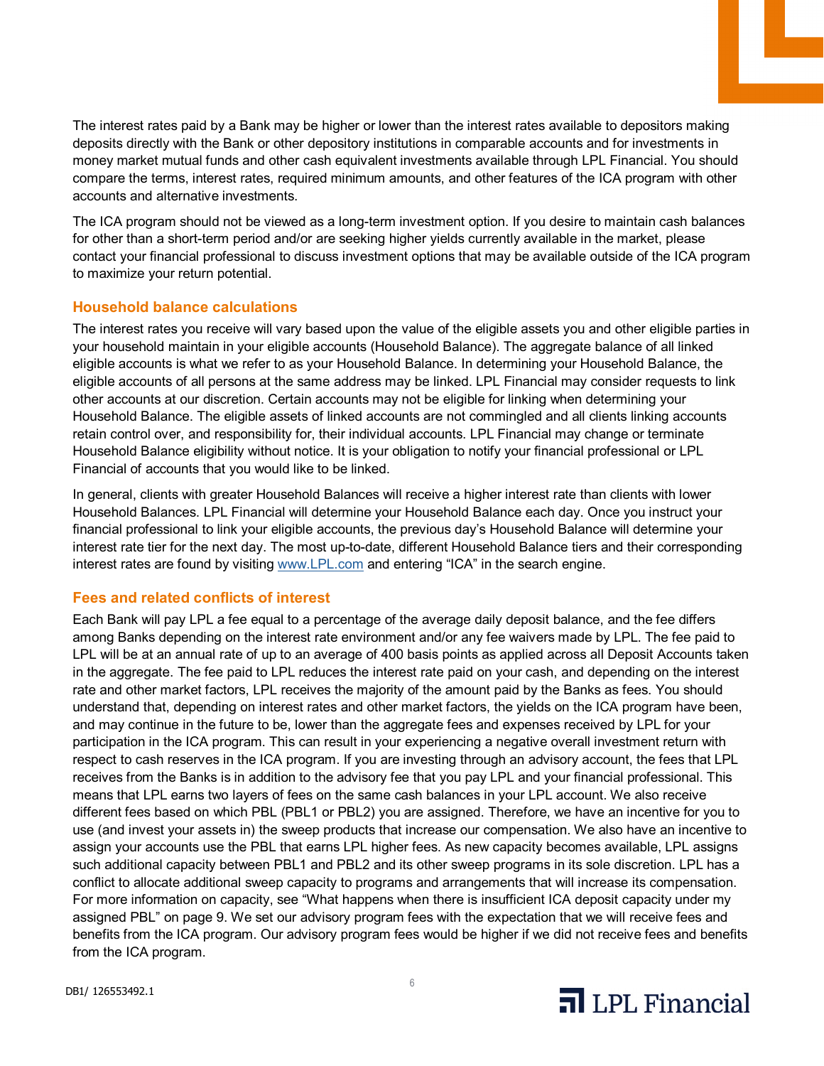The interest rates paid by a Bank may be higher or lower than the interest rates available to depositors making deposits directly with the Bank or other depository institutions in comparable accounts and for investments in money market mutual funds and other cash equivalent investments available through LPL Financial. You should compare the terms, interest rates, required minimum amounts, and other features of the ICA program with other accounts and alternative investments.

The ICA program should not be viewed as a long-term investment option. If you desire to maintain cash balances for other than a short-term period and/or are seeking higher yields currently available in the market, please contact your financial professional to discuss investment options that may be available outside of the ICA program to maximize your return potential.

## Household balance calculations

The interest rates you receive will vary based upon the value of the eligible assets you and other eligible parties in your household maintain in your eligible accounts (Household Balance). The aggregate balance of all linked eligible accounts is what we refer to as your Household Balance. In determining your Household Balance, the eligible accounts of all persons at the same address may be linked. LPL Financial may consider requests to link other accounts at our discretion. Certain accounts may not be eligible for linking when determining your Household Balance. The eligible assets of linked accounts are not commingled and all clients linking accounts retain control over, and responsibility for, their individual accounts. LPL Financial may change or terminate Household Balance eligibility without notice. It is your obligation to notify your financial professional or LPL Financial of accounts that you would like to be linked.

In general, clients with greater Household Balances will receive a higher interest rate than clients with lower Household Balances. LPL Financial will determine your Household Balance each day. Once you instruct your financial professional to link your eligible accounts, the previous day's Household Balance will determine your interest rate tier for the next day. The most up-to-date, different Household Balance tiers and their corresponding interest rates are found by visiting www.LPL.com and entering "ICA" in the search engine.

## Fees and related conflicts of interest

Each Bank will pay LPL a fee equal to a percentage of the average daily deposit balance, and the fee differs among Banks depending on the interest rate environment and/or any fee waivers made by LPL. The fee paid to LPL will be at an annual rate of up to an average of 400 basis points as applied across all Deposit Accounts taken in the aggregate. The fee paid to LPL reduces the interest rate paid on your cash, and depending on the interest rate and other market factors, LPL receives the majority of the amount paid by the Banks as fees. You should understand that, depending on interest rates and other market factors, the yields on the ICA program have been, and may continue in the future to be, lower than the aggregate fees and expenses received by LPL for your participation in the ICA program. This can result in your experiencing a negative overall investment return with respect to cash reserves in the ICA program. If you are investing through an advisory account, the fees that LPL receives from the Banks is in addition to the advisory fee that you pay LPL and your financial professional. This means that LPL earns two layers of fees on the same cash balances in your LPL account. We also receive different fees based on which PBL (PBL1 or PBL2) you are assigned. Therefore, we have an incentive for you to use (and invest your assets in) the sweep products that increase our compensation. We also have an incentive to assign your accounts use the PBL that earns LPL higher fees. As new capacity becomes available, LPL assigns such additional capacity between PBL1 and PBL2 and its other sweep programs in its sole discretion. LPL has a conflict to allocate additional sweep capacity to programs and arrangements that will increase its compensation. For more information on capacity, see "What happens when there is insufficient ICA deposit capacity under my assigned PBL" on page 9. We set our advisory program fees with the expectation that we will receive fees and benefits from the ICA program. Our advisory program fees would be higher if we did not receive fees and benefits from the ICA program.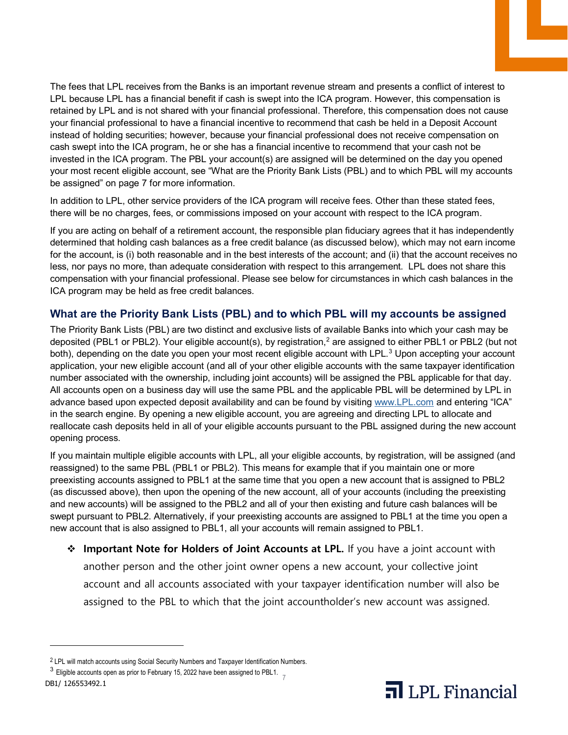The fees that LPL receives from the Banks is an important revenue stream and presents a conflict of interest to LPL because LPL has a financial benefit if cash is swept into the ICA program. However, this compensation is retained by LPL and is not shared with your financial professional. Therefore, this compensation does not cause your financial professional to have a financial incentive to recommend that cash be held in a Deposit Account instead of holding securities; however, because your financial professional does not receive compensation on cash swept into the ICA program, he or she has a financial incentive to recommend that your cash not be invested in the ICA program. The PBL your account(s) are assigned will be determined on the day you opened your most recent eligible account, see "What are the Priority Bank Lists (PBL) and to which PBL will my accounts be assigned" on page 7 for more information.

In addition to LPL, other service providers of the ICA program will receive fees. Other than these stated fees, there will be no charges, fees, or commissions imposed on your account with respect to the ICA program.

If you are acting on behalf of a retirement account, the responsible plan fiduciary agrees that it has independently determined that holding cash balances as a free credit balance (as discussed below), which may not earn income for the account, is (i) both reasonable and in the best interests of the account; and (ii) that the account receives no less, nor pays no more, than adequate consideration with respect to this arrangement. LPL does not share this compensation with your financial professional. Please see below for circumstances in which cash balances in the ICA program may be held as free credit balances.

## What are the Priority Bank Lists (PBL) and to which PBL will my accounts be assigned

The Priority Bank Lists (PBL) are two distinct and exclusive lists of available Banks into which your cash may be deposited (PBL1 or PBL2). Your eligible account(s), by registration,[2] are assigned to either PBL1 or PBL2 (but not both), depending on the date you open your most recent eligible account with LPL.[3] Upon accepting your account application, your new eligible account (and all of your other eligible accounts with the same taxpayer identification number associated with the ownership, including joint accounts) will be assigned the PBL applicable for that day. All accounts open on a business day will use the same PBL and the applicable PBL will be determined by LPL in advance based upon expected deposit availability and can be found by visiting www.LPL.com and entering "ICA" in the search engine. By opening a new eligible account, you are agreeing and directing LPL to allocate and reallocate cash deposits held in all of your eligible accounts pursuant to the PBL assigned during the new account opening process.

If you maintain multiple eligible accounts with LPL, all your eligible accounts, by registration, will be assigned (and reassigned) to the same PBL (PBL1 or PBL2). This means for example that if you maintain one or more preexisting accounts assigned to PBL1 at the same time that you open a new account that is assigned to PBL2 (as discussed above), then upon the opening of the new account, all of your accounts (including the preexisting and new accounts) will be assigned to the PBL2 and all of your then existing and future cash balances will be swept pursuant to PBL2. Alternatively, if your preexisting accounts are assigned to PBL1 at the time you open a new account that is also assigned to PBL1, all your accounts will remain assigned to PBL1.

- ❖ **Important Note for Holders of Joint Accounts at LPL.** If you have a joint account with another person and the other joint owner opens a new account, your collective joint account and all accounts associated with your taxpayer identification number will also be assigned to the PBL to which that the joint accountholder's new account was assigned.

---

[2] LPL will match accounts using Social Security Numbers and Taxpayer Identification Numbers.

[3] Eligible accounts open as prior to February 15, 2022 have been assigned to PBL1.

DB1/ 126553492.1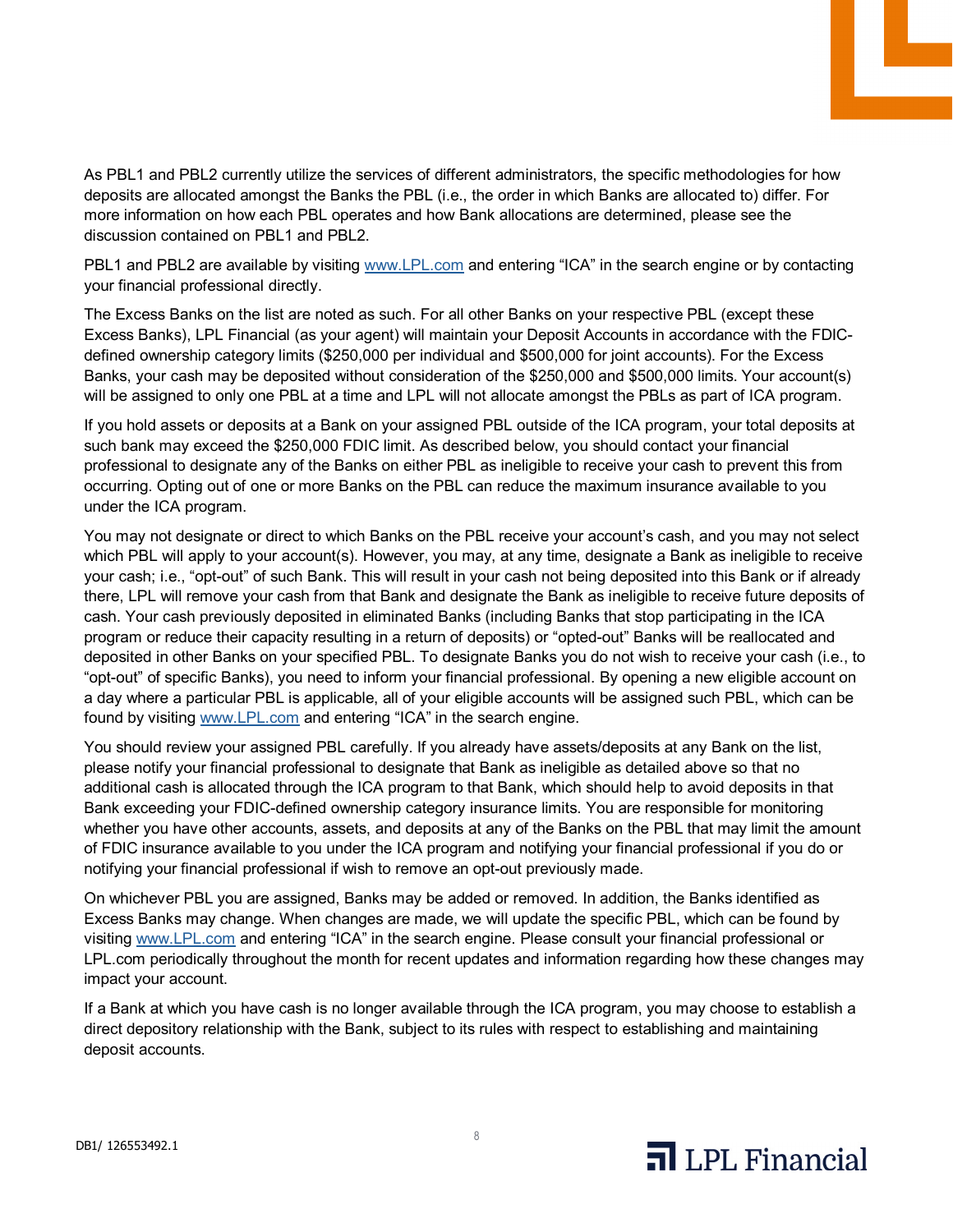As PBL1 and PBL2 currently utilize the services of different administrators, the specific methodologies for how deposits are allocated amongst the Banks the PBL (i.e., the order in which Banks are allocated to) differ. For more information on how each PBL operates and how Bank allocations are determined, please see the discussion contained on PBL1 and PBL2.

PBL1 and PBL2 are available by visiting www.LPL.com and entering "ICA" in the search engine or by contacting your financial professional directly.

The Excess Banks on the list are noted as such. For all other Banks on your respective PBL (except these Excess Banks), LPL Financial (as your agent) will maintain your Deposit Accounts in accordance with the FDIC-defined ownership category limits ($250,000 per individual and $500,000 for joint accounts). For the Excess Banks, your cash may be deposited without consideration of the $250,000 and $500,000 limits. Your account(s) will be assigned to only one PBL at a time and LPL will not allocate amongst the PBLs as part of ICA program.

If you hold assets or deposits at a Bank on your assigned PBL outside of the ICA program, your total deposits at such bank may exceed the $250,000 FDIC limit. As described below, you should contact your financial professional to designate any of the Banks on either PBL as ineligible to receive your cash to prevent this from occurring. Opting out of one or more Banks on the PBL can reduce the maximum insurance available to you under the ICA program.

You may not designate or direct to which Banks on the PBL receive your account's cash, and you may not select which PBL will apply to your account(s). However, you may, at any time, designate a Bank as ineligible to receive your cash; i.e., "opt-out" of such Bank. This will result in your cash not being deposited into this Bank or if already there, LPL will remove your cash from that Bank and designate the Bank as ineligible to receive future deposits of cash. Your cash previously deposited in eliminated Banks (including Banks that stop participating in the ICA program or reduce their capacity resulting in a return of deposits) or "opted-out" Banks will be reallocated and deposited in other Banks on your specified PBL. To designate Banks you do not wish to receive your cash (i.e., to "opt-out" of specific Banks), you need to inform your financial professional. By opening a new eligible account on a day where a particular PBL is applicable, all of your eligible accounts will be assigned such PBL, which can be found by visiting www.LPL.com and entering "ICA" in the search engine.

You should review your assigned PBL carefully. If you already have assets/deposits at any Bank on the list, please notify your financial professional to designate that Bank as ineligible as detailed above so that no additional cash is allocated through the ICA program to that Bank, which should help to avoid deposits in that Bank exceeding your FDIC-defined ownership category insurance limits. You are responsible for monitoring whether you have other accounts, assets, and deposits at any of the Banks on the PBL that may limit the amount of FDIC insurance available to you under the ICA program and notifying your financial professional if you do or notifying your financial professional if wish to remove an opt-out previously made.

On whichever PBL you are assigned, Banks may be added or removed. In addition, the Banks identified as Excess Banks may change. When changes are made, we will update the specific PBL, which can be found by visiting www.LPL.com and entering "ICA" in the search engine. Please consult your financial professional or LPL.com periodically throughout the month for recent updates and information regarding how these changes may impact your account.

If a Bank at which you have cash is no longer available through the ICA program, you may choose to establish a direct depository relationship with the Bank, subject to its rules with respect to establishing and maintaining deposit accounts.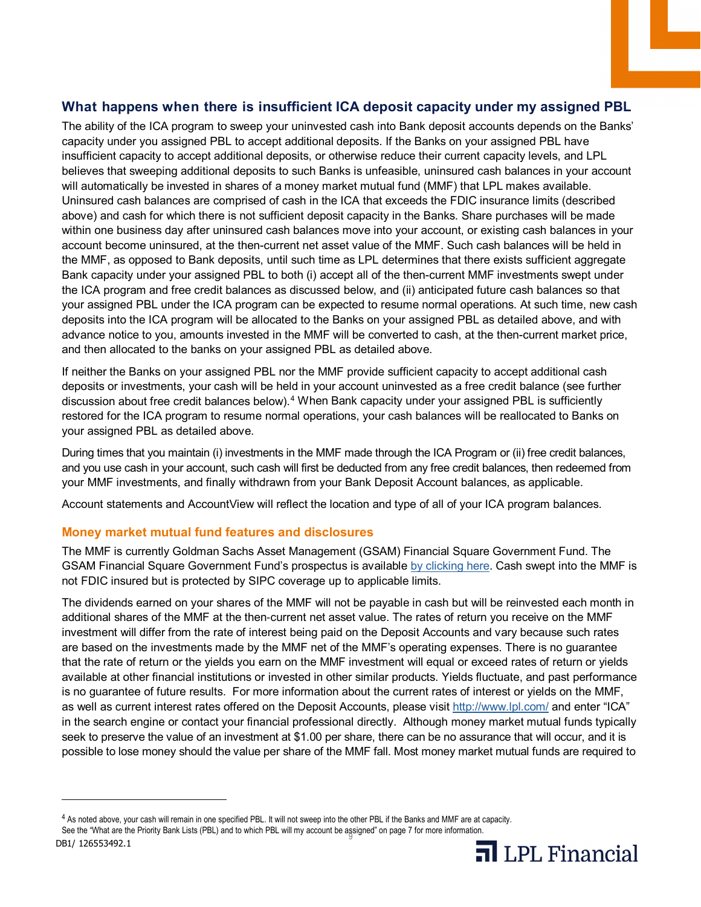## What happens when there is insufficient ICA deposit capacity under my assigned PBL

The ability of the ICA program to sweep your uninvested cash into Bank deposit accounts depends on the Banks' capacity under you assigned PBL to accept additional deposits. If the Banks on your assigned PBL have insufficient capacity to accept additional deposits, or otherwise reduce their current capacity levels, and LPL believes that sweeping additional deposits to such Banks is unfeasible, uninsured cash balances in your account will automatically be invested in shares of a money market mutual fund (MMF) that LPL makes available. Uninsured cash balances are comprised of cash in the ICA that exceeds the FDIC insurance limits (described above) and cash for which there is not sufficient deposit capacity in the Banks. Share purchases will be made within one business day after uninsured cash balances move into your account, or existing cash balances in your account become uninsured, at the then-current net asset value of the MMF. Such cash balances will be held in the MMF, as opposed to Bank deposits, until such time as LPL determines that there exists sufficient aggregate Bank capacity under your assigned PBL to both (i) accept all of the then-current MMF investments swept under the ICA program and free credit balances as discussed below, and (ii) anticipated future cash balances so that your assigned PBL under the ICA program can be expected to resume normal operations. At such time, new cash deposits into the ICA program will be allocated to the Banks on your assigned PBL as detailed above, and with advance notice to you, amounts invested in the MMF will be converted to cash, at the then-current market price, and then allocated to the banks on your assigned PBL as detailed above.

If neither the Banks on your assigned PBL nor the MMF provide sufficient capacity to accept additional cash deposits or investments, your cash will be held in your account uninvested as a free credit balance (see further discussion about free credit balances below).[4] When Bank capacity under your assigned PBL is sufficiently restored for the ICA program to resume normal operations, your cash balances will be reallocated to Banks on your assigned PBL as detailed above.

During times that you maintain (i) investments in the MMF made through the ICA Program or (ii) free credit balances, and you use cash in your account, such cash will first be deducted from any free credit balances, then redeemed from your MMF investments, and finally withdrawn from your Bank Deposit Account balances, as applicable.

Account statements and AccountView will reflect the location and type of all of your ICA program balances.

### Money market mutual fund features and disclosures

The MMF is currently Goldman Sachs Asset Management (GSAM) Financial Square Government Fund. The GSAM Financial Square Government Fund's prospectus is available by clicking here. Cash swept into the MMF is not FDIC insured but is protected by SIPC coverage up to applicable limits.

The dividends earned on your shares of the MMF will not be payable in cash but will be reinvested each month in additional shares of the MMF at the then-current net asset value. The rates of return you receive on the MMF investment will differ from the rate of interest being paid on the Deposit Accounts and vary because such rates are based on the investments made by the MMF net of the MMF's operating expenses. There is no guarantee that the rate of return or the yields you earn on the MMF investment will equal or exceed rates of return or yields available at other financial institutions or invested in other similar products. Yields fluctuate, and past performance is no guarantee of future results. For more information about the current rates of interest or yields on the MMF, as well as current interest rates offered on the Deposit Accounts, please visit http://www.lpl.com/ and enter "ICA" in the search engine or contact your financial professional directly. Although money market mutual funds typically seek to preserve the value of an investment at $1.00 per share, there can be no assurance that will occur, and it is possible to lose money should the value per share of the MMF fall. Most money market mutual funds are required to

---

[4] As noted above, your cash will remain in one specified PBL. It will not sweep into the other PBL if the Banks and MMF are at capacity. See the "What are the Priority Bank Lists (PBL) and to which PBL will my account be assigned" on page 7 for more information.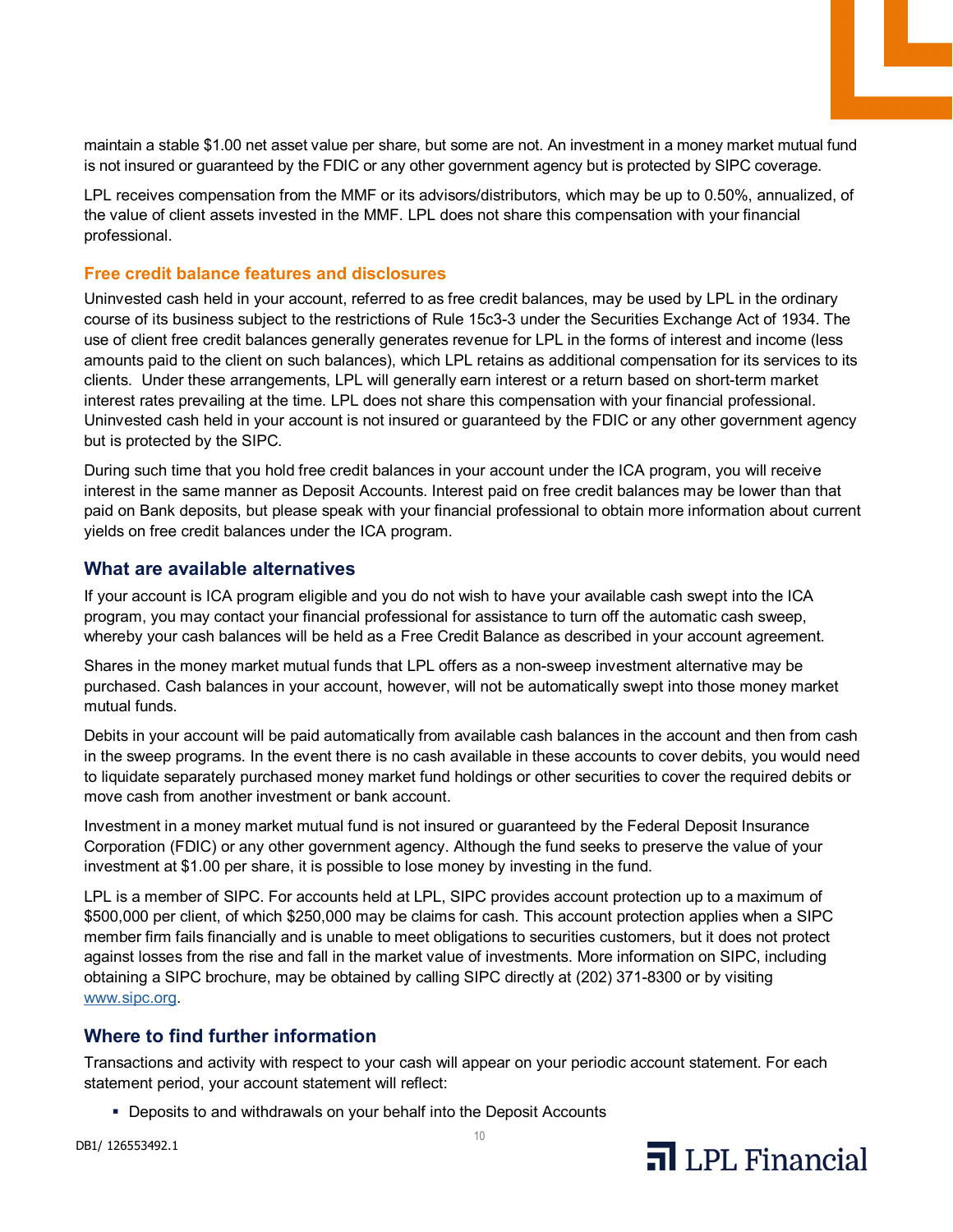maintain a stable $1.00 net asset value per share, but some are not. An investment in a money market mutual fund is not insured or guaranteed by the FDIC or any other government agency but is protected by SIPC coverage.

LPL receives compensation from the MMF or its advisors/distributors, which may be up to 0.50%, annualized, of the value of client assets invested in the MMF. LPL does not share this compensation with your financial professional.

### Free credit balance features and disclosures

Uninvested cash held in your account, referred to as free credit balances, may be used by LPL in the ordinary course of its business subject to the restrictions of Rule 15c3-3 under the Securities Exchange Act of 1934. The use of client free credit balances generally generates revenue for LPL in the forms of interest and income (less amounts paid to the client on such balances), which LPL retains as additional compensation for its services to its clients. Under these arrangements, LPL will generally earn interest or a return based on short-term market interest rates prevailing at the time. LPL does not share this compensation with your financial professional. Uninvested cash held in your account is not insured or guaranteed by the FDIC or any other government agency but is protected by the SIPC.

During such time that you hold free credit balances in your account under the ICA program, you will receive interest in the same manner as Deposit Accounts. Interest paid on free credit balances may be lower than that paid on Bank deposits, but please speak with your financial professional to obtain more information about current yields on free credit balances under the ICA program.

## What are available alternatives

If your account is ICA program eligible and you do not wish to have your available cash swept into the ICA program, you may contact your financial professional for assistance to turn off the automatic cash sweep, whereby your cash balances will be held as a Free Credit Balance as described in your account agreement.

Shares in the money market mutual funds that LPL offers as a non-sweep investment alternative may be purchased. Cash balances in your account, however, will not be automatically swept into those money market mutual funds.

Debits in your account will be paid automatically from available cash balances in the account and then from cash in the sweep programs. In the event there is no cash available in these accounts to cover debits, you would need to liquidate separately purchased money market fund holdings or other securities to cover the required debits or move cash from another investment or bank account.

Investment in a money market mutual fund is not insured or guaranteed by the Federal Deposit Insurance Corporation (FDIC) or any other government agency. Although the fund seeks to preserve the value of your investment at $1.00 per share, it is possible to lose money by investing in the fund.

LPL is a member of SIPC. For accounts held at LPL, SIPC provides account protection up to a maximum of $500,000 per client, of which $250,000 may be claims for cash. This account protection applies when a SIPC member firm fails financially and is unable to meet obligations to securities customers, but it does not protect against losses from the rise and fall in the market value of investments. More information on SIPC, including obtaining a SIPC brochure, may be obtained by calling SIPC directly at (202) 371-8300 or by visiting www.sipc.org.

## Where to find further information

Transactions and activity with respect to your cash will appear on your periodic account statement. For each statement period, your account statement will reflect:

- Deposits to and withdrawals on your behalf into the Deposit Accounts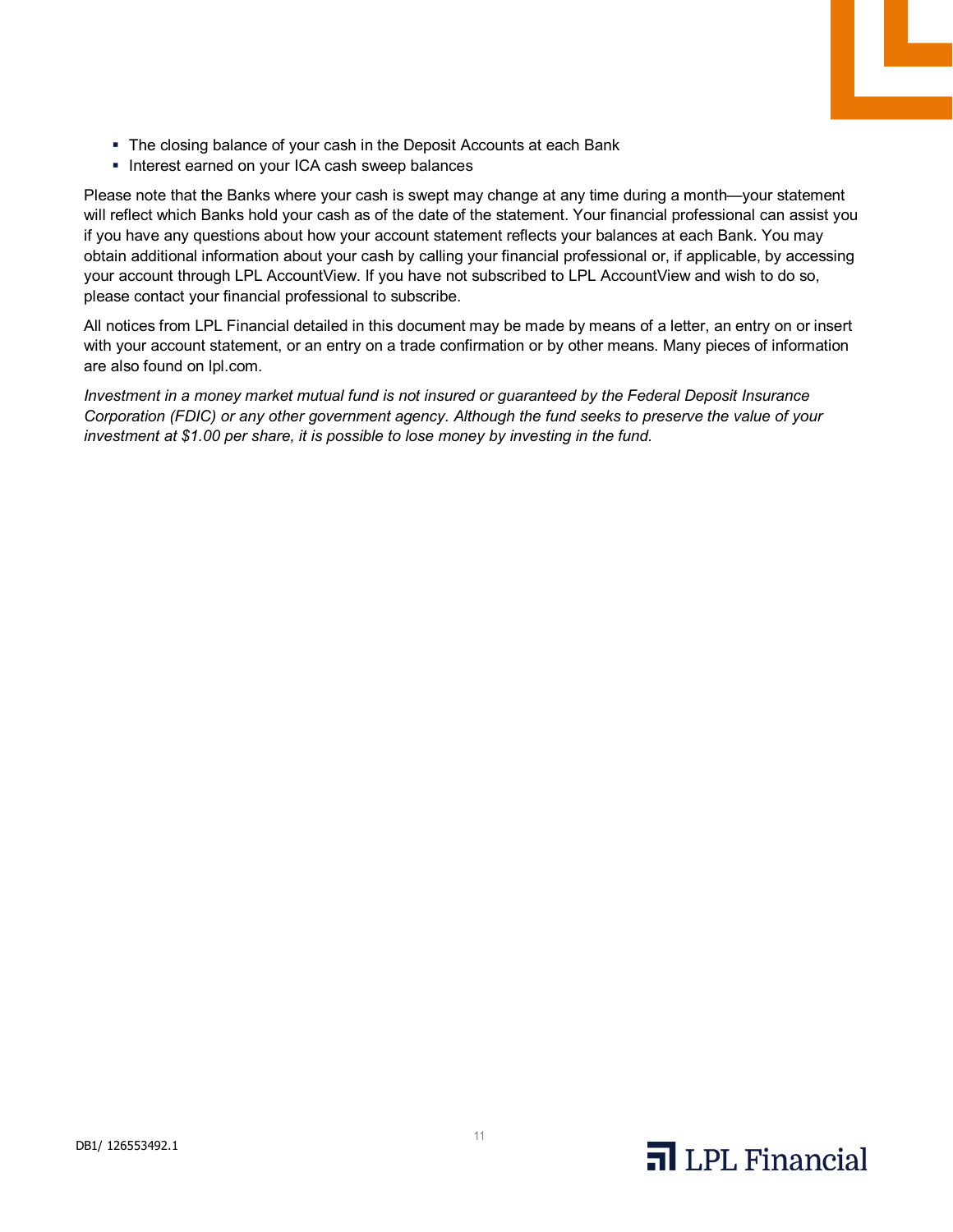- The closing balance of your cash in the Deposit Accounts at each Bank
- Interest earned on your ICA cash sweep balances

Please note that the Banks where your cash is swept may change at any time during a month—your statement will reflect which Banks hold your cash as of the date of the statement. Your financial professional can assist you if you have any questions about how your account statement reflects your balances at each Bank. You may obtain additional information about your cash by calling your financial professional or, if applicable, by accessing your account through LPL AccountView. If you have not subscribed to LPL AccountView and wish to do so, please contact your financial professional to subscribe.

All notices from LPL Financial detailed in this document may be made by means of a letter, an entry on or insert with your account statement, or an entry on a trade confirmation or by other means. Many pieces of information are also found on lpl.com.

*Investment in a money market mutual fund is not insured or guaranteed by the Federal Deposit Insurance Corporation (FDIC) or any other government agency. Although the fund seeks to preserve the value of your investment at $1.00 per share, it is possible to lose money by investing in the fund.*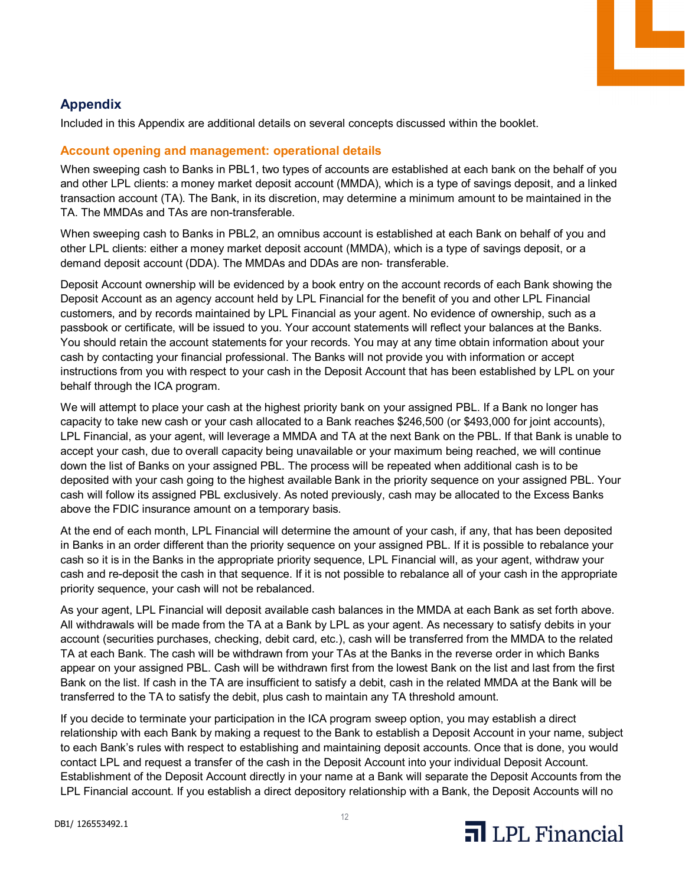## Appendix

Included in this Appendix are additional details on several concepts discussed within the booklet.

### Account opening and management: operational details

When sweeping cash to Banks in PBL1, two types of accounts are established at each bank on the behalf of you and other LPL clients: a money market deposit account (MMDA), which is a type of savings deposit, and a linked transaction account (TA). The Bank, in its discretion, may determine a minimum amount to be maintained in the TA. The MMDAs and TAs are non-transferable.

When sweeping cash to Banks in PBL2, an omnibus account is established at each Bank on behalf of you and other LPL clients: either a money market deposit account (MMDA), which is a type of savings deposit, or a demand deposit account (DDA). The MMDAs and DDAs are non- transferable.

Deposit Account ownership will be evidenced by a book entry on the account records of each Bank showing the Deposit Account as an agency account held by LPL Financial for the benefit of you and other LPL Financial customers, and by records maintained by LPL Financial as your agent. No evidence of ownership, such as a passbook or certificate, will be issued to you. Your account statements will reflect your balances at the Banks. You should retain the account statements for your records. You may at any time obtain information about your cash by contacting your financial professional. The Banks will not provide you with information or accept instructions from you with respect to your cash in the Deposit Account that has been established by LPL on your behalf through the ICA program.

We will attempt to place your cash at the highest priority bank on your assigned PBL. If a Bank no longer has capacity to take new cash or your cash allocated to a Bank reaches $246,500 (or $493,000 for joint accounts), LPL Financial, as your agent, will leverage a MMDA and TA at the next Bank on the PBL. If that Bank is unable to accept your cash, due to overall capacity being unavailable or your maximum being reached, we will continue down the list of Banks on your assigned PBL. The process will be repeated when additional cash is to be deposited with your cash going to the highest available Bank in the priority sequence on your assigned PBL. Your cash will follow its assigned PBL exclusively. As noted previously, cash may be allocated to the Excess Banks above the FDIC insurance amount on a temporary basis.

At the end of each month, LPL Financial will determine the amount of your cash, if any, that has been deposited in Banks in an order different than the priority sequence on your assigned PBL. If it is possible to rebalance your cash so it is in the Banks in the appropriate priority sequence, LPL Financial will, as your agent, withdraw your cash and re-deposit the cash in that sequence. If it is not possible to rebalance all of your cash in the appropriate priority sequence, your cash will not be rebalanced.

As your agent, LPL Financial will deposit available cash balances in the MMDA at each Bank as set forth above. All withdrawals will be made from the TA at a Bank by LPL as your agent. As necessary to satisfy debits in your account (securities purchases, checking, debit card, etc.), cash will be transferred from the MMDA to the related TA at each Bank. The cash will be withdrawn from your TAs at the Banks in the reverse order in which Banks appear on your assigned PBL. Cash will be withdrawn first from the lowest Bank on the list and last from the first Bank on the list. If cash in the TA are insufficient to satisfy a debit, cash in the related MMDA at the Bank will be transferred to the TA to satisfy the debit, plus cash to maintain any TA threshold amount.

If you decide to terminate your participation in the ICA program sweep option, you may establish a direct relationship with each Bank by making a request to the Bank to establish a Deposit Account in your name, subject to each Bank's rules with respect to establishing and maintaining deposit accounts. Once that is done, you would contact LPL and request a transfer of the cash in the Deposit Account into your individual Deposit Account. Establishment of the Deposit Account directly in your name at a Bank will separate the Deposit Accounts from the LPL Financial account. If you establish a direct depository relationship with a Bank, the Deposit Accounts will no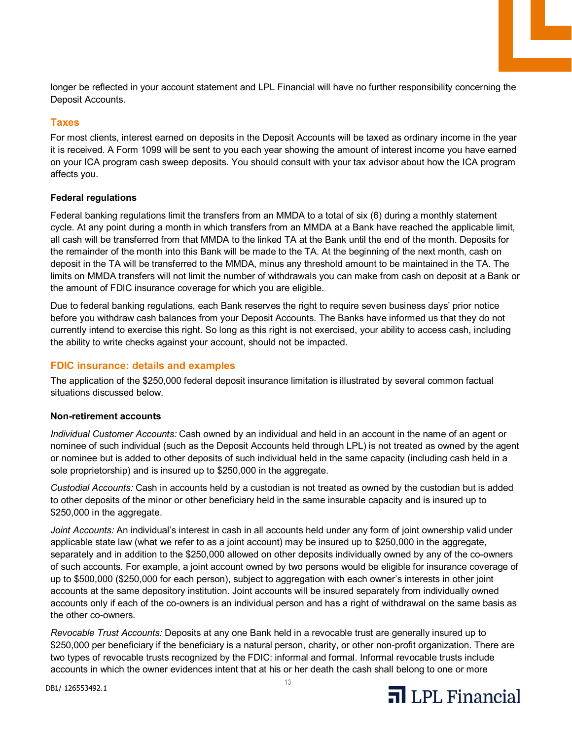longer be reflected in your account statement and LPL Financial will have no further responsibility concerning the Deposit Accounts.

## Taxes

For most clients, interest earned on deposits in the Deposit Accounts will be taxed as ordinary income in the year it is received. A Form 1099 will be sent to you each year showing the amount of interest income you have earned on your ICA program cash sweep deposits. You should consult with your tax advisor about how the ICA program affects you.

### Federal regulations

Federal banking regulations limit the transfers from an MMDA to a total of six (6) during a monthly statement cycle. At any point during a month in which transfers from an MMDA at a Bank have reached the applicable limit, all cash will be transferred from that MMDA to the linked TA at the Bank until the end of the month. Deposits for the remainder of the month into this Bank will be made to the TA. At the beginning of the next month, cash on deposit in the TA will be transferred to the MMDA, minus any threshold amount to be maintained in the TA. The limits on MMDA transfers will not limit the number of withdrawals you can make from cash on deposit at a Bank or the amount of FDIC insurance coverage for which you are eligible.

Due to federal banking regulations, each Bank reserves the right to require seven business days' prior notice before you withdraw cash balances from your Deposit Accounts. The Banks have informed us that they do not currently intend to exercise this right. So long as this right is not exercised, your ability to access cash, including the ability to write checks against your account, should not be impacted.

## FDIC insurance: details and examples

The application of the $250,000 federal deposit insurance limitation is illustrated by several common factual situations discussed below.

### Non-retirement accounts

*Individual Customer Accounts:* Cash owned by an individual and held in an account in the name of an agent or nominee of such individual (such as the Deposit Accounts held through LPL) is not treated as owned by the agent or nominee but is added to other deposits of such individual held in the same capacity (including cash held in a sole proprietorship) and is insured up to $250,000 in the aggregate.

*Custodial Accounts:* Cash in accounts held by a custodian is not treated as owned by the custodian but is added to other deposits of the minor or other beneficiary held in the same insurable capacity and is insured up to $250,000 in the aggregate.

*Joint Accounts:* An individual's interest in cash in all accounts held under any form of joint ownership valid under applicable state law (what we refer to as a joint account) may be insured up to $250,000 in the aggregate, separately and in addition to the $250,000 allowed on other deposits individually owned by any of the co-owners of such accounts. For example, a joint account owned by two persons would be eligible for insurance coverage of up to $500,000 ($250,000 for each person), subject to aggregation with each owner's interests in other joint accounts at the same depository institution. Joint accounts will be insured separately from individually owned accounts only if each of the co-owners is an individual person and has a right of withdrawal on the same basis as the other co-owners.

*Revocable Trust Accounts:* Deposits at any one Bank held in a revocable trust are generally insured up to $250,000 per beneficiary if the beneficiary is a natural person, charity, or other non-profit organization. There are two types of revocable trusts recognized by the FDIC: informal and formal. Informal revocable trusts include accounts in which the owner evidences intent that at his or her death the cash shall belong to one or more

DB1/ 126553492.1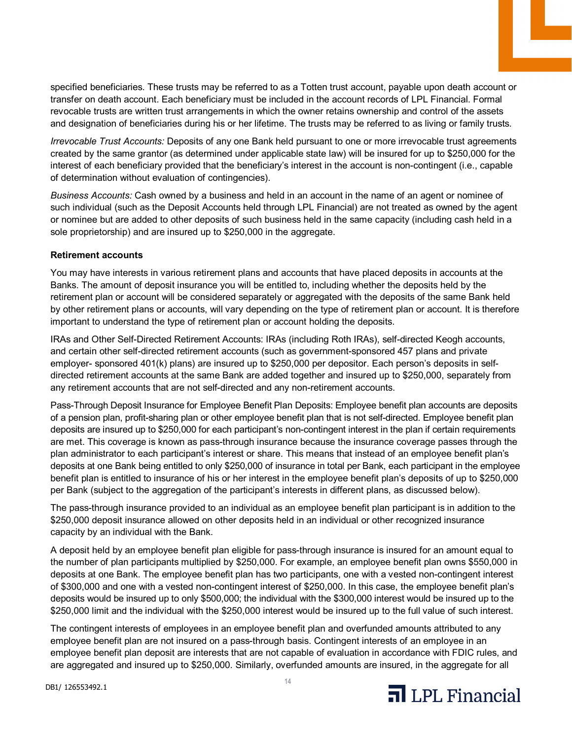specified beneficiaries. These trusts may be referred to as a Totten trust account, payable upon death account or transfer on death account. Each beneficiary must be included in the account records of LPL Financial. Formal revocable trusts are written trust arrangements in which the owner retains ownership and control of the assets and designation of beneficiaries during his or her lifetime. The trusts may be referred to as living or family trusts.

*Irrevocable Trust Accounts:* Deposits of any one Bank held pursuant to one or more irrevocable trust agreements created by the same grantor (as determined under applicable state law) will be insured for up to $250,000 for the interest of each beneficiary provided that the beneficiary's interest in the account is non-contingent (i.e., capable of determination without evaluation of contingencies).

*Business Accounts:* Cash owned by a business and held in an account in the name of an agent or nominee of such individual (such as the Deposit Accounts held through LPL Financial) are not treated as owned by the agent or nominee but are added to other deposits of such business held in the same capacity (including cash held in a sole proprietorship) and are insured up to $250,000 in the aggregate.

**Retirement accounts**

You may have interests in various retirement plans and accounts that have placed deposits in accounts at the Banks. The amount of deposit insurance you will be entitled to, including whether the deposits held by the retirement plan or account will be considered separately or aggregated with the deposits of the same Bank held by other retirement plans or accounts, will vary depending on the type of retirement plan or account. It is therefore important to understand the type of retirement plan or account holding the deposits.

IRAs and Other Self-Directed Retirement Accounts: IRAs (including Roth IRAs), self-directed Keogh accounts, and certain other self-directed retirement accounts (such as government-sponsored 457 plans and private employer- sponsored 401(k) plans) are insured up to $250,000 per depositor. Each person's deposits in self-directed retirement accounts at the same Bank are added together and insured up to $250,000, separately from any retirement accounts that are not self-directed and any non-retirement accounts.

Pass-Through Deposit Insurance for Employee Benefit Plan Deposits: Employee benefit plan accounts are deposits of a pension plan, profit-sharing plan or other employee benefit plan that is not self-directed. Employee benefit plan deposits are insured up to $250,000 for each participant's non-contingent interest in the plan if certain requirements are met. This coverage is known as pass-through insurance because the insurance coverage passes through the plan administrator to each participant's interest or share. This means that instead of an employee benefit plan's deposits at one Bank being entitled to only $250,000 of insurance in total per Bank, each participant in the employee benefit plan is entitled to insurance of his or her interest in the employee benefit plan's deposits of up to $250,000 per Bank (subject to the aggregation of the participant's interests in different plans, as discussed below).

The pass-through insurance provided to an individual as an employee benefit plan participant is in addition to the $250,000 deposit insurance allowed on other deposits held in an individual or other recognized insurance capacity by an individual with the Bank.

A deposit held by an employee benefit plan eligible for pass-through insurance is insured for an amount equal to the number of plan participants multiplied by $250,000. For example, an employee benefit plan owns $550,000 in deposits at one Bank. The employee benefit plan has two participants, one with a vested non-contingent interest of $300,000 and one with a vested non-contingent interest of $250,000. In this case, the employee benefit plan's deposits would be insured up to only $500,000; the individual with the $300,000 interest would be insured up to the $250,000 limit and the individual with the $250,000 interest would be insured up to the full value of such interest.

The contingent interests of employees in an employee benefit plan and overfunded amounts attributed to any employee benefit plan are not insured on a pass-through basis. Contingent interests of an employee in an employee benefit plan deposit are interests that are not capable of evaluation in accordance with FDIC rules, and are aggregated and insured up to $250,000. Similarly, overfunded amounts are insured, in the aggregate for all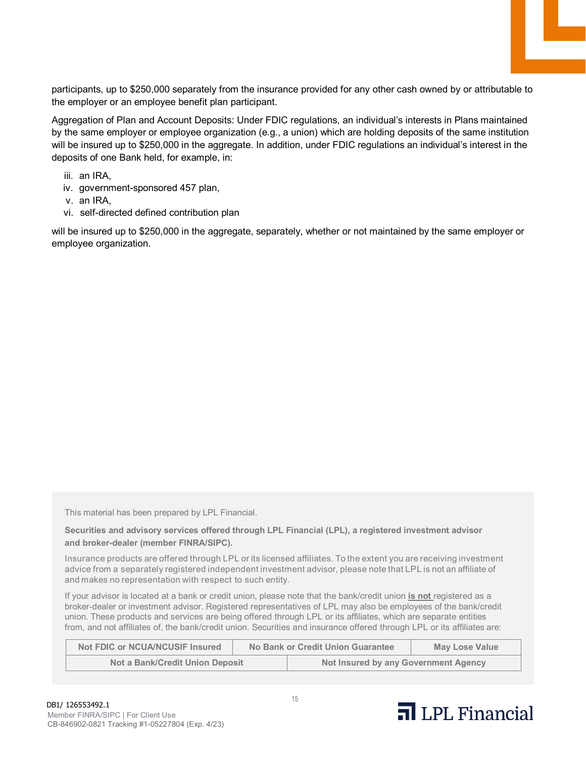participants, up to $250,000 separately from the insurance provided for any other cash owned by or attributable to the employer or an employee benefit plan participant.

Aggregation of Plan and Account Deposits: Under FDIC regulations, an individual's interests in Plans maintained by the same employer or employee organization (e.g., a union) which are holding deposits of the same institution will be insured up to $250,000 in the aggregate. In addition, under FDIC regulations an individual's interest in the deposits of one Bank held, for example, in:

iii. an IRA,
iv. government-sponsored 457 plan,
v. an IRA,
vi. self-directed defined contribution plan

will be insured up to $250,000 in the aggregate, separately, whether or not maintained by the same employer or employee organization.

This material has been prepared by LPL Financial.

**Securities and advisory services offered through LPL Financial (LPL), a registered investment advisor and broker-dealer (member FINRA/SIPC).**

Insurance products are offered through LPL or its licensed affiliates. To the extent you are receiving investment advice from a separately registered independent investment advisor, please note that LPL is not an affiliate of and makes no representation with respect to such entity.

If your advisor is located at a bank or credit union, please note that the bank/credit union **is not** registered as a broker-dealer or investment advisor. Registered representatives of LPL may also be employees of the bank/credit union. These products and services are being offered through LPL or its affiliates, which are separate entities from, and not affiliates of, the bank/credit union. Securities and insurance offered through LPL or its affiliates are:

| | | |
|---|---|---|
| **Not FDIC or NCUA/NCUSIF Insured** | **No Bank or Credit Union Guarantee** | **May Lose Value** |
| **Not a Bank/Credit Union Deposit** | **Not Insured by any Government Agency** | |

DB1/ 126553492.1
Member FINRA/SIPC | For Client Use
CB-846902-0821 Tracking #1-05227804 (Exp. 4/23)